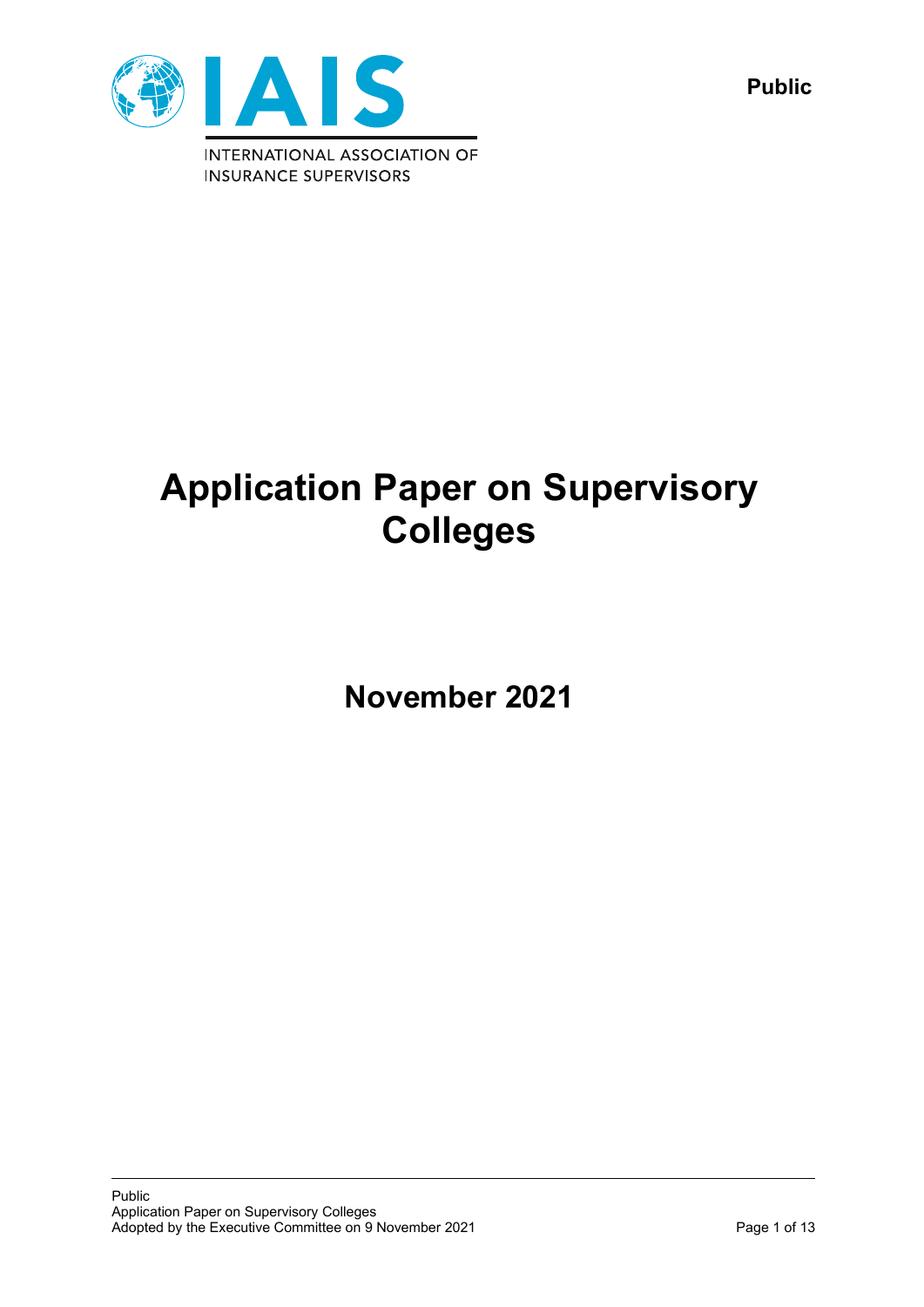Public

INTERNATIONAL ASSOCIATION OF INSURANCE SUPERVISORS

# Application Paper on Supervisory Colleges

## November 2021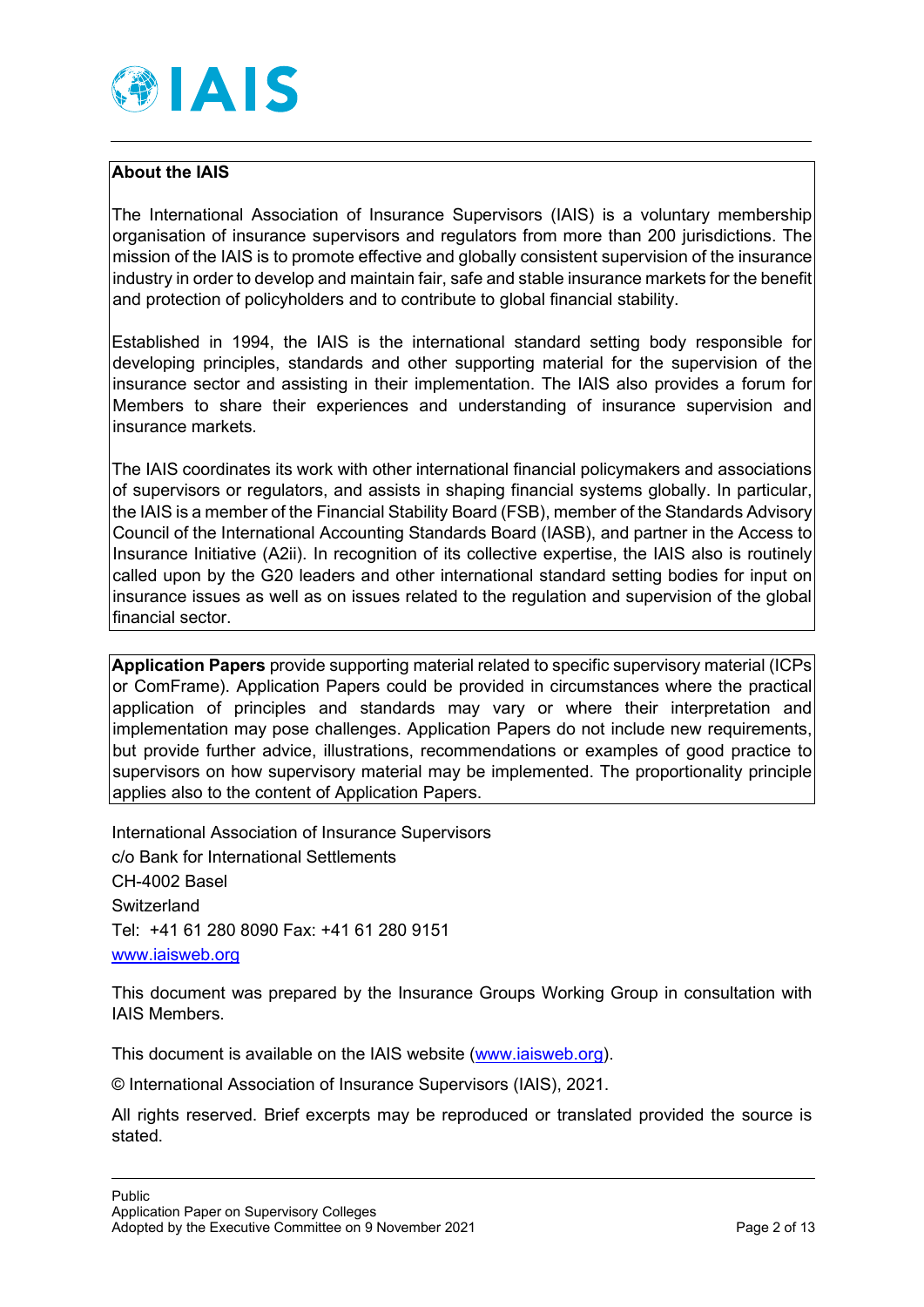**About the IAIS**

The International Association of Insurance Supervisors (IAIS) is a voluntary membership organisation of insurance supervisors and regulators from more than 200 jurisdictions. The mission of the IAIS is to promote effective and globally consistent supervision of the insurance industry in order to develop and maintain fair, safe and stable insurance markets for the benefit and protection of policyholders and to contribute to global financial stability.

Established in 1994, the IAIS is the international standard setting body responsible for developing principles, standards and other supporting material for the supervision of the insurance sector and assisting in their implementation. The IAIS also provides a forum for Members to share their experiences and understanding of insurance supervision and insurance markets.

The IAIS coordinates its work with other international financial policymakers and associations of supervisors or regulators, and assists in shaping financial systems globally. In particular, the IAIS is a member of the Financial Stability Board (FSB), member of the Standards Advisory Council of the International Accounting Standards Board (IASB), and partner in the Access to Insurance Initiative (A2ii). In recognition of its collective expertise, the IAIS also is routinely called upon by the G20 leaders and other international standard setting bodies for input on insurance issues as well as on issues related to the regulation and supervision of the global financial sector.

**Application Papers** provide supporting material related to specific supervisory material (ICPs or ComFrame). Application Papers could be provided in circumstances where the practical application of principles and standards may vary or where their interpretation and implementation may pose challenges. Application Papers do not include new requirements, but provide further advice, illustrations, recommendations or examples of good practice to supervisors on how supervisory material may be implemented. The proportionality principle applies also to the content of Application Papers.

International Association of Insurance Supervisors
c/o Bank for International Settlements
CH-4002 Basel
Switzerland
Tel: +41 61 280 8090 Fax: +41 61 280 9151
www.iaisweb.org

This document was prepared by the Insurance Groups Working Group in consultation with IAIS Members.

This document is available on the IAIS website (www.iaisweb.org).

© International Association of Insurance Supervisors (IAIS), 2021.

All rights reserved. Brief excerpts may be reproduced or translated provided the source is stated.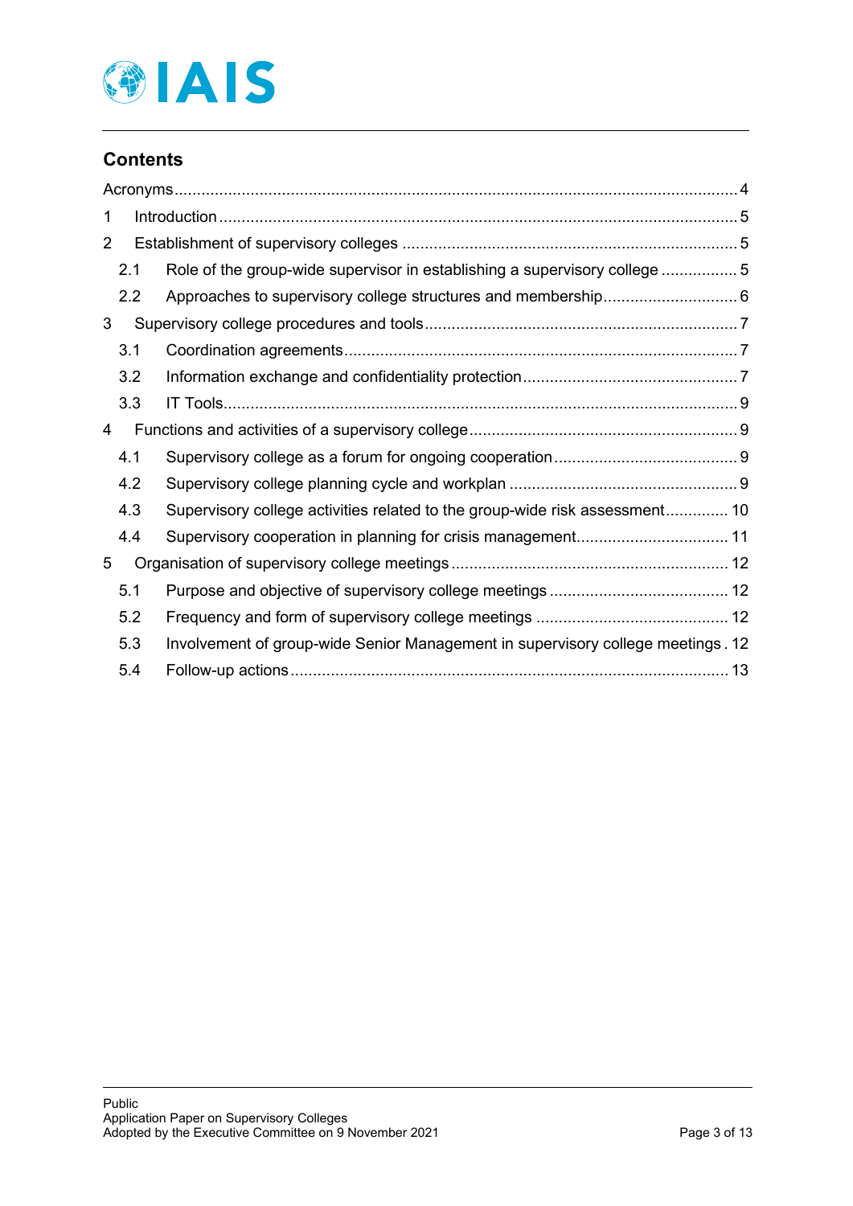## Contents

Acronyms .... 4

1 Introduction .... 5

2 Establishment of supervisory colleges .... 5

- 2.1 Role of the group-wide supervisor in establishing a supervisory college .... 5
- 2.2 Approaches to supervisory college structures and membership .... 6

3 Supervisory college procedures and tools .... 7

- 3.1 Coordination agreements .... 7
- 3.2 Information exchange and confidentiality protection .... 7
- 3.3 IT Tools .... 9

4 Functions and activities of a supervisory college .... 9

- 4.1 Supervisory college as a forum for ongoing cooperation .... 9
- 4.2 Supervisory college planning cycle and workplan .... 9
- 4.3 Supervisory college activities related to the group-wide risk assessment .... 10
- 4.4 Supervisory cooperation in planning for crisis management .... 11

5 Organisation of supervisory college meetings .... 12

- 5.1 Purpose and objective of supervisory college meetings .... 12
- 5.2 Frequency and form of supervisory college meetings .... 12
- 5.3 Involvement of group-wide Senior Management in supervisory college meetings .... 12
- 5.4 Follow-up actions .... 13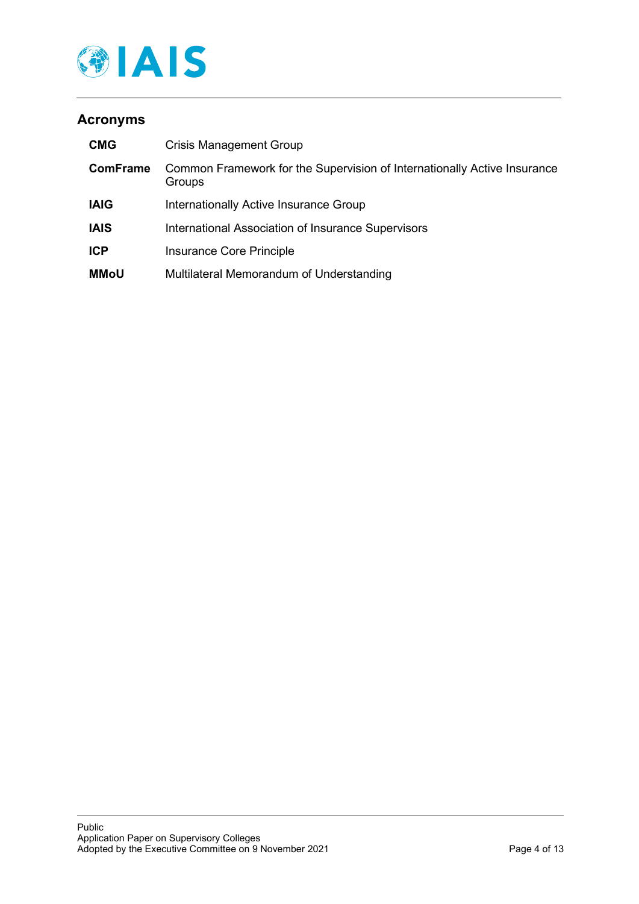## Acronyms

| | |
|---|---|
| **CMG** | Crisis Management Group |
| **ComFrame** | Common Framework for the Supervision of Internationally Active Insurance Groups |
| **IAIG** | Internationally Active Insurance Group |
| **IAIS** | International Association of Insurance Supervisors |
| **ICP** | Insurance Core Principle |
| **MMoU** | Multilateral Memorandum of Understanding |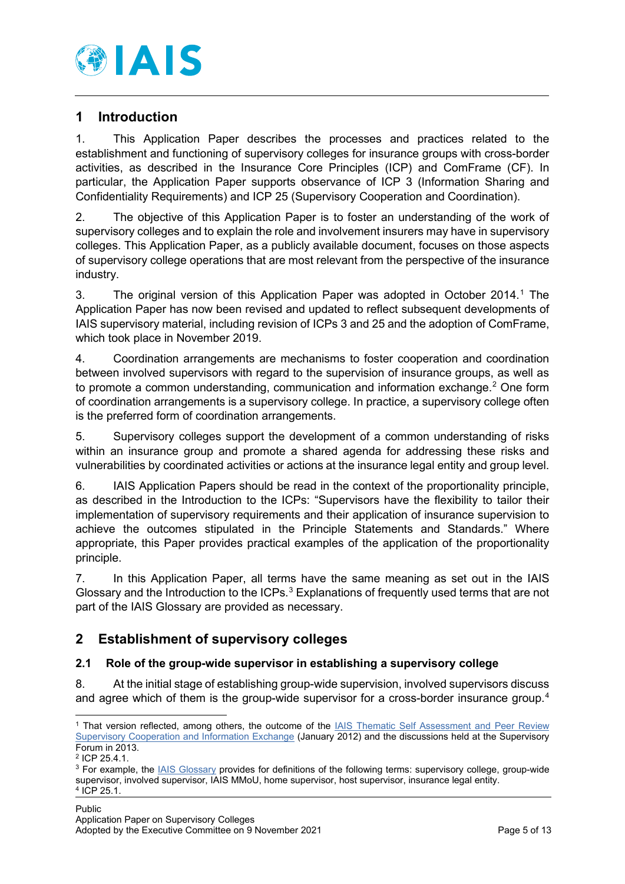# 1 Introduction

1. This Application Paper describes the processes and practices related to the establishment and functioning of supervisory colleges for insurance groups with cross-border activities, as described in the Insurance Core Principles (ICP) and ComFrame (CF). In particular, the Application Paper supports observance of ICP 3 (Information Sharing and Confidentiality Requirements) and ICP 25 (Supervisory Cooperation and Coordination).

2. The objective of this Application Paper is to foster an understanding of the work of supervisory colleges and to explain the role and involvement insurers may have in supervisory colleges. This Application Paper, as a publicly available document, focuses on those aspects of supervisory college operations that are most relevant from the perspective of the insurance industry.

3. The original version of this Application Paper was adopted in October 2014.[1] The Application Paper has now been revised and updated to reflect subsequent developments of IAIS supervisory material, including revision of ICPs 3 and 25 and the adoption of ComFrame, which took place in November 2019.

4. Coordination arrangements are mechanisms to foster cooperation and coordination between involved supervisors with regard to the supervision of insurance groups, as well as to promote a common understanding, communication and information exchange.[2] One form of coordination arrangements is a supervisory college. In practice, a supervisory college often is the preferred form of coordination arrangements.

5. Supervisory colleges support the development of a common understanding of risks within an insurance group and promote a shared agenda for addressing these risks and vulnerabilities by coordinated activities or actions at the insurance legal entity and group level.

6. IAIS Application Papers should be read in the context of the proportionality principle, as described in the Introduction to the ICPs: "Supervisors have the flexibility to tailor their implementation of supervisory requirements and their application of insurance supervision to achieve the outcomes stipulated in the Principle Statements and Standards." Where appropriate, this Paper provides practical examples of the application of the proportionality principle.

7. In this Application Paper, all terms have the same meaning as set out in the IAIS Glossary and the Introduction to the ICPs.[3] Explanations of frequently used terms that are not part of the IAIS Glossary are provided as necessary.

# 2 Establishment of supervisory colleges

## 2.1 Role of the group-wide supervisor in establishing a supervisory college

8. At the initial stage of establishing group-wide supervision, involved supervisors discuss and agree which of them is the group-wide supervisor for a cross-border insurance group.[4]

---

[1] That version reflected, among others, the outcome of the IAIS Thematic Self Assessment and Peer Review Supervisory Cooperation and Information Exchange (January 2012) and the discussions held at the Supervisory Forum in 2013.

[2] ICP 25.4.1.

[3] For example, the IAIS Glossary provides for definitions of the following terms: supervisory college, group-wide supervisor, involved supervisor, IAIS MMoU, home supervisor, host supervisor, insurance legal entity.

[4] ICP 25.1.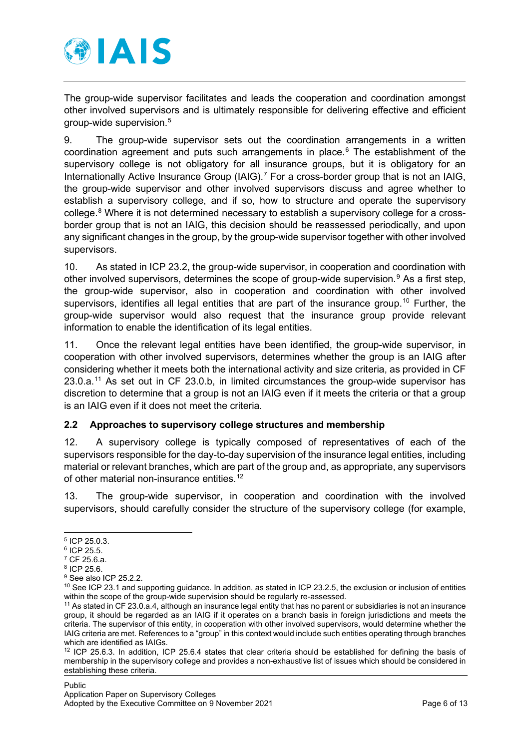The group-wide supervisor facilitates and leads the cooperation and coordination amongst other involved supervisors and is ultimately responsible for delivering effective and efficient group-wide supervision.[5]

9. The group-wide supervisor sets out the coordination arrangements in a written coordination agreement and puts such arrangements in place.[6] The establishment of the supervisory college is not obligatory for all insurance groups, but it is obligatory for an Internationally Active Insurance Group (IAIG).[7] For a cross-border group that is not an IAIG, the group-wide supervisor and other involved supervisors discuss and agree whether to establish a supervisory college, and if so, how to structure and operate the supervisory college.[8] Where it is not determined necessary to establish a supervisory college for a cross-border group that is not an IAIG, this decision should be reassessed periodically, and upon any significant changes in the group, by the group-wide supervisor together with other involved supervisors.

10. As stated in ICP 23.2, the group-wide supervisor, in cooperation and coordination with other involved supervisors, determines the scope of group-wide supervision.[9] As a first step, the group-wide supervisor, also in cooperation and coordination with other involved supervisors, identifies all legal entities that are part of the insurance group.[10] Further, the group-wide supervisor would also request that the insurance group provide relevant information to enable the identification of its legal entities.

11. Once the relevant legal entities have been identified, the group-wide supervisor, in cooperation with other involved supervisors, determines whether the group is an IAIG after considering whether it meets both the international activity and size criteria, as provided in CF 23.0.a.[11] As set out in CF 23.0.b, in limited circumstances the group-wide supervisor has discretion to determine that a group is not an IAIG even if it meets the criteria or that a group is an IAIG even if it does not meet the criteria.

### 2.2 Approaches to supervisory college structures and membership

12. A supervisory college is typically composed of representatives of each of the supervisors responsible for the day-to-day supervision of the insurance legal entities, including material or relevant branches, which are part of the group and, as appropriate, any supervisors of other material non-insurance entities.[12]

13. The group-wide supervisor, in cooperation and coordination with the involved supervisors, should carefully consider the structure of the supervisory college (for example,

---

[5] ICP 25.0.3.

[6] ICP 25.5.

[7] CF 25.6.a.

[8] ICP 25.6.

[9] See also ICP 25.2.2.

[10] See ICP 23.1 and supporting guidance. In addition, as stated in ICP 23.2.5, the exclusion or inclusion of entities within the scope of the group-wide supervision should be regularly re-assessed.

[11] As stated in CF 23.0.a.4, although an insurance legal entity that has no parent or subsidiaries is not an insurance group, it should be regarded as an IAIG if it operates on a branch basis in foreign jurisdictions and meets the criteria. The supervisor of this entity, in cooperation with other involved supervisors, would determine whether the IAIG criteria are met. References to a "group" in this context would include such entities operating through branches which are identified as IAIGs.

[12] ICP 25.6.3. In addition, ICP 25.6.4 states that clear criteria should be established for defining the basis of membership in the supervisory college and provides a non-exhaustive list of issues which should be considered in establishing these criteria.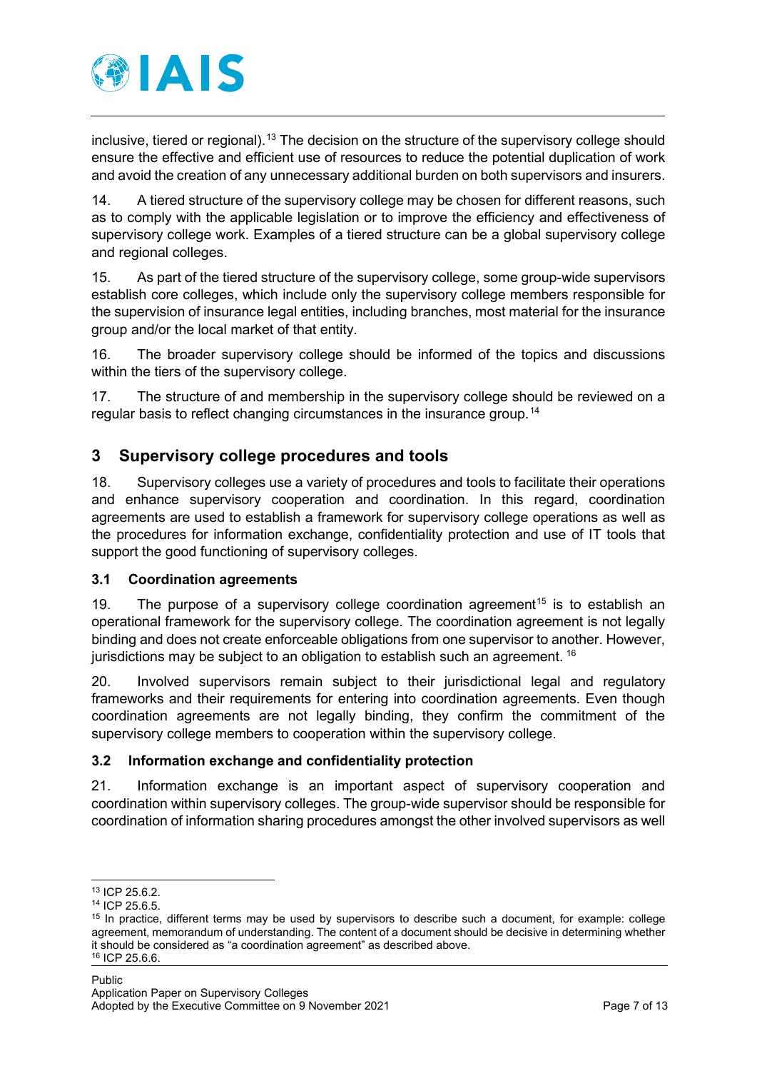inclusive, tiered or regional).[13] The decision on the structure of the supervisory college should ensure the effective and efficient use of resources to reduce the potential duplication of work and avoid the creation of any unnecessary additional burden on both supervisors and insurers.

14. A tiered structure of the supervisory college may be chosen for different reasons, such as to comply with the applicable legislation or to improve the efficiency and effectiveness of supervisory college work. Examples of a tiered structure can be a global supervisory college and regional colleges.

15. As part of the tiered structure of the supervisory college, some group-wide supervisors establish core colleges, which include only the supervisory college members responsible for the supervision of insurance legal entities, including branches, most material for the insurance group and/or the local market of that entity.

16. The broader supervisory college should be informed of the topics and discussions within the tiers of the supervisory college.

17. The structure of and membership in the supervisory college should be reviewed on a regular basis to reflect changing circumstances in the insurance group.[14]

## 3 Supervisory college procedures and tools

18. Supervisory colleges use a variety of procedures and tools to facilitate their operations and enhance supervisory cooperation and coordination. In this regard, coordination agreements are used to establish a framework for supervisory college operations as well as the procedures for information exchange, confidentiality protection and use of IT tools that support the good functioning of supervisory colleges.

### 3.1 Coordination agreements

19. The purpose of a supervisory college coordination agreement[15] is to establish an operational framework for the supervisory college. The coordination agreement is not legally binding and does not create enforceable obligations from one supervisor to another. However, jurisdictions may be subject to an obligation to establish such an agreement. [16]

20. Involved supervisors remain subject to their jurisdictional legal and regulatory frameworks and their requirements for entering into coordination agreements. Even though coordination agreements are not legally binding, they confirm the commitment of the supervisory college members to cooperation within the supervisory college.

### 3.2 Information exchange and confidentiality protection

21. Information exchange is an important aspect of supervisory cooperation and coordination within supervisory colleges. The group-wide supervisor should be responsible for coordination of information sharing procedures amongst the other involved supervisors as well

---

[13] ICP 25.6.2.

[14] ICP 25.6.5.

[15] In practice, different terms may be used by supervisors to describe such a document, for example: college agreement, memorandum of understanding. The content of a document should be decisive in determining whether it should be considered as "a coordination agreement" as described above.

[16] ICP 25.6.6.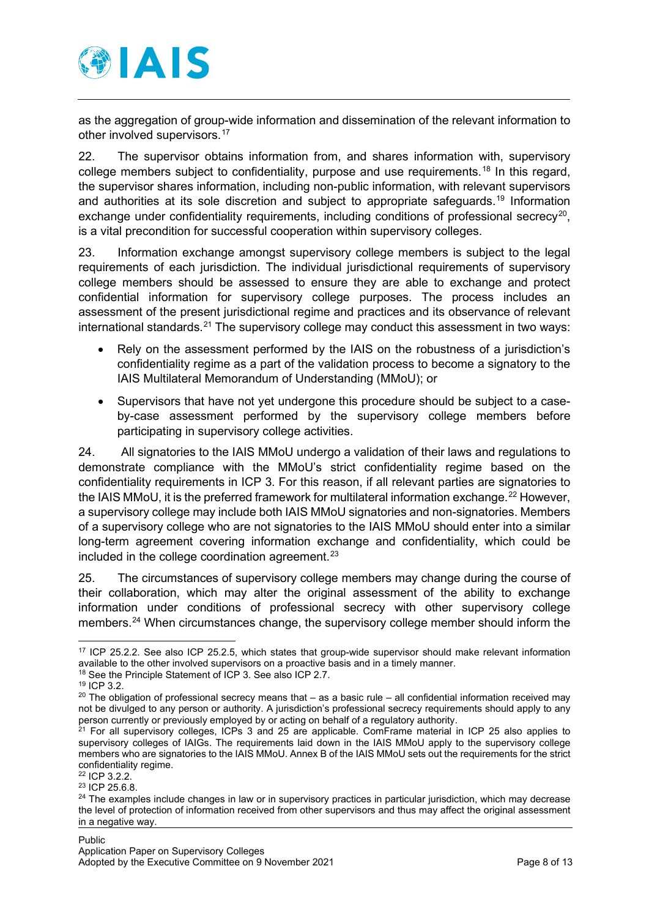as the aggregation of group-wide information and dissemination of the relevant information to other involved supervisors.[17]

22. The supervisor obtains information from, and shares information with, supervisory college members subject to confidentiality, purpose and use requirements.[18] In this regard, the supervisor shares information, including non-public information, with relevant supervisors and authorities at its sole discretion and subject to appropriate safeguards.[19] Information exchange under confidentiality requirements, including conditions of professional secrecy[20], is a vital precondition for successful cooperation within supervisory colleges.

23. Information exchange amongst supervisory college members is subject to the legal requirements of each jurisdiction. The individual jurisdictional requirements of supervisory college members should be assessed to ensure they are able to exchange and protect confidential information for supervisory college purposes. The process includes an assessment of the present jurisdictional regime and practices and its observance of relevant international standards.[21] The supervisory college may conduct this assessment in two ways:

- Rely on the assessment performed by the IAIS on the robustness of a jurisdiction's confidentiality regime as a part of the validation process to become a signatory to the IAIS Multilateral Memorandum of Understanding (MMoU); or
- Supervisors that have not yet undergone this procedure should be subject to a case-by-case assessment performed by the supervisory college members before participating in supervisory college activities.

24. All signatories to the IAIS MMoU undergo a validation of their laws and regulations to demonstrate compliance with the MMoU's strict confidentiality regime based on the confidentiality requirements in ICP 3. For this reason, if all relevant parties are signatories to the IAIS MMoU, it is the preferred framework for multilateral information exchange.[22] However, a supervisory college may include both IAIS MMoU signatories and non-signatories. Members of a supervisory college who are not signatories to the IAIS MMoU should enter into a similar long-term agreement covering information exchange and confidentiality, which could be included in the college coordination agreement.[23]

25. The circumstances of supervisory college members may change during the course of their collaboration, which may alter the original assessment of the ability to exchange information under conditions of professional secrecy with other supervisory college members.[24] When circumstances change, the supervisory college member should inform the

---

[17] ICP 25.2.2. See also ICP 25.2.5, which states that group-wide supervisor should make relevant information available to the other involved supervisors on a proactive basis and in a timely manner.

[18] See the Principle Statement of ICP 3. See also ICP 2.7.

[19] ICP 3.2.

[20] The obligation of professional secrecy means that – as a basic rule – all confidential information received may not be divulged to any person or authority. A jurisdiction's professional secrecy requirements should apply to any person currently or previously employed by or acting on behalf of a regulatory authority.

[21] For all supervisory colleges, ICPs 3 and 25 are applicable. ComFrame material in ICP 25 also applies to supervisory colleges of IAIGs. The requirements laid down in the IAIS MMoU apply to the supervisory college members who are signatories to the IAIS MMoU. Annex B of the IAIS MMoU sets out the requirements for the strict confidentiality regime.

[22] ICP 3.2.2.

[23] ICP 25.6.8.

[24] The examples include changes in law or in supervisory practices in particular jurisdiction, which may decrease the level of protection of information received from other supervisors and thus may affect the original assessment in a negative way.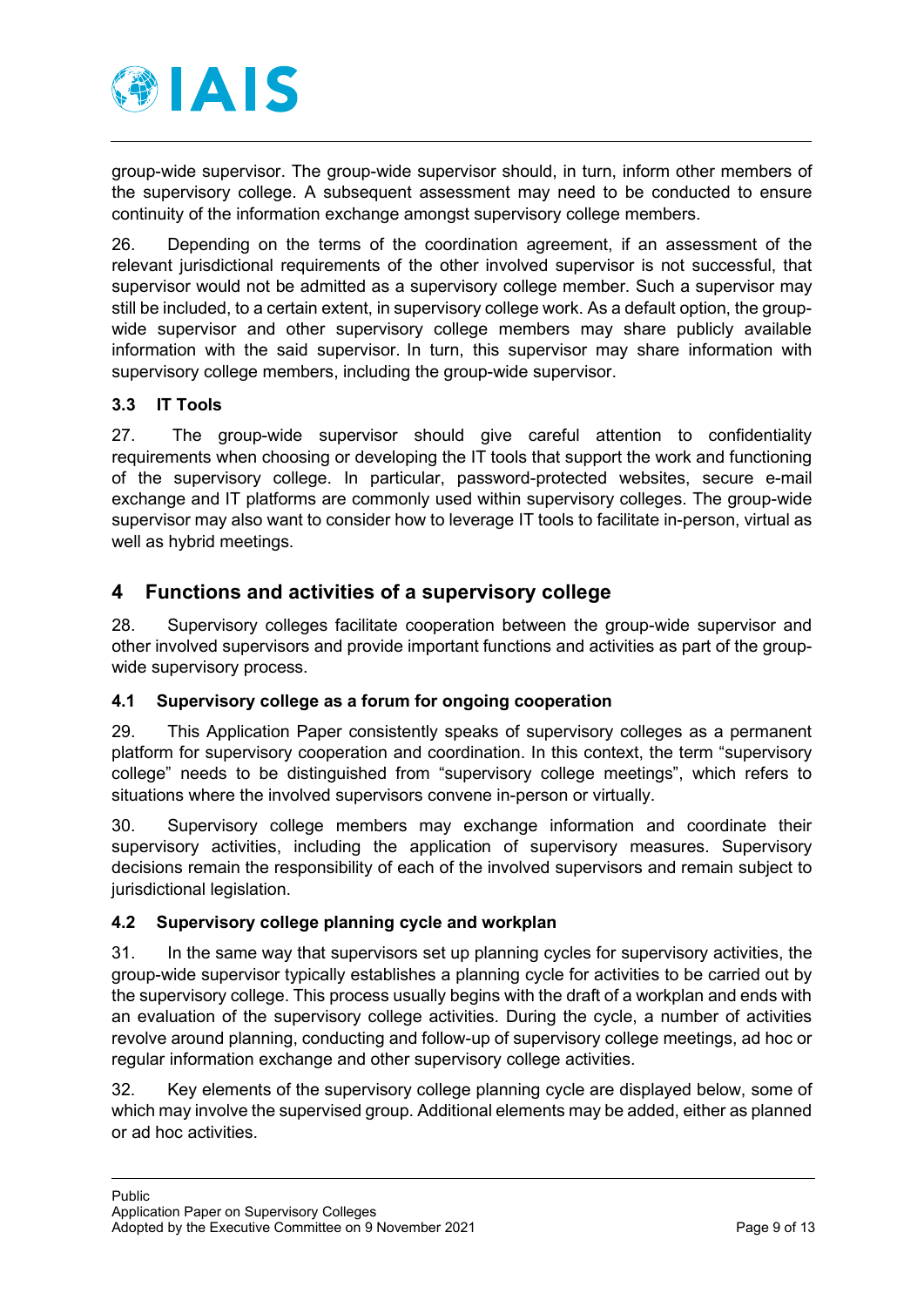group-wide supervisor. The group-wide supervisor should, in turn, inform other members of the supervisory college. A subsequent assessment may need to be conducted to ensure continuity of the information exchange amongst supervisory college members.

26. Depending on the terms of the coordination agreement, if an assessment of the relevant jurisdictional requirements of the other involved supervisor is not successful, that supervisor would not be admitted as a supervisory college member. Such a supervisor may still be included, to a certain extent, in supervisory college work. As a default option, the group-wide supervisor and other supervisory college members may share publicly available information with the said supervisor. In turn, this supervisor may share information with supervisory college members, including the group-wide supervisor.

### 3.3 IT Tools

27. The group-wide supervisor should give careful attention to confidentiality requirements when choosing or developing the IT tools that support the work and functioning of the supervisory college. In particular, password-protected websites, secure e-mail exchange and IT platforms are commonly used within supervisory colleges. The group-wide supervisor may also want to consider how to leverage IT tools to facilitate in-person, virtual as well as hybrid meetings.

## 4 Functions and activities of a supervisory college

28. Supervisory colleges facilitate cooperation between the group-wide supervisor and other involved supervisors and provide important functions and activities as part of the group-wide supervisory process.

### 4.1 Supervisory college as a forum for ongoing cooperation

29. This Application Paper consistently speaks of supervisory colleges as a permanent platform for supervisory cooperation and coordination. In this context, the term "supervisory college" needs to be distinguished from "supervisory college meetings", which refers to situations where the involved supervisors convene in-person or virtually.

30. Supervisory college members may exchange information and coordinate their supervisory activities, including the application of supervisory measures. Supervisory decisions remain the responsibility of each of the involved supervisors and remain subject to jurisdictional legislation.

### 4.2 Supervisory college planning cycle and workplan

31. In the same way that supervisors set up planning cycles for supervisory activities, the group-wide supervisor typically establishes a planning cycle for activities to be carried out by the supervisory college. This process usually begins with the draft of a workplan and ends with an evaluation of the supervisory college activities. During the cycle, a number of activities revolve around planning, conducting and follow-up of supervisory college meetings, ad hoc or regular information exchange and other supervisory college activities.

32. Key elements of the supervisory college planning cycle are displayed below, some of which may involve the supervised group. Additional elements may be added, either as planned or ad hoc activities.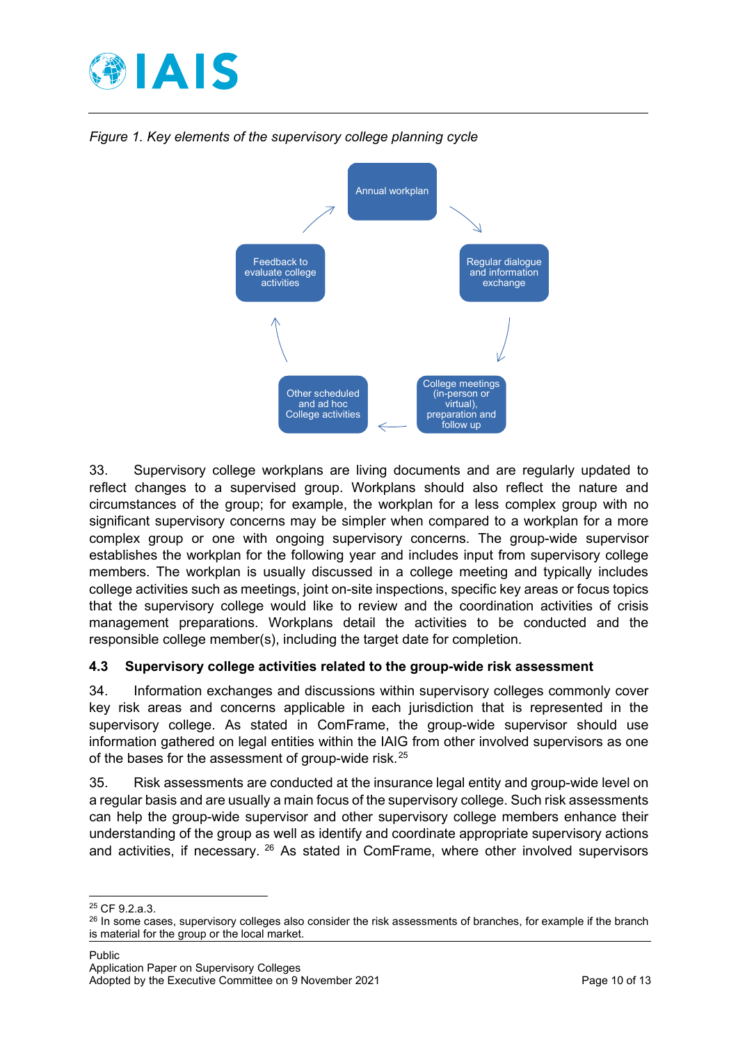*Figure 1. Key elements of the supervisory college planning cycle*

Annual workplan → Regular dialogue and information exchange → College meetings (in-person or virtual), preparation and follow up → Other scheduled and ad hoc College activities → Feedback to evaluate college activities → Annual workplan

33. Supervisory college workplans are living documents and are regularly updated to reflect changes to a supervised group. Workplans should also reflect the nature and circumstances of the group; for example, the workplan for a less complex group with no significant supervisory concerns may be simpler when compared to a workplan for a more complex group or one with ongoing supervisory concerns. The group-wide supervisor establishes the workplan for the following year and includes input from supervisory college members. The workplan is usually discussed in a college meeting and typically includes college activities such as meetings, joint on-site inspections, specific key areas or focus topics that the supervisory college would like to review and the coordination activities of crisis management preparations. Workplans detail the activities to be conducted and the responsible college member(s), including the target date for completion.

### 4.3 Supervisory college activities related to the group-wide risk assessment

34. Information exchanges and discussions within supervisory colleges commonly cover key risk areas and concerns applicable in each jurisdiction that is represented in the supervisory college. As stated in ComFrame, the group-wide supervisor should use information gathered on legal entities within the IAIG from other involved supervisors as one of the bases for the assessment of group-wide risk.[25]

35. Risk assessments are conducted at the insurance legal entity and group-wide level on a regular basis and are usually a main focus of the supervisory college. Such risk assessments can help the group-wide supervisor and other supervisory college members enhance their understanding of the group as well as identify and coordinate appropriate supervisory actions and activities, if necessary.[26] As stated in ComFrame, where other involved supervisors

---

[25] CF 9.2.a.3.

[26] In some cases, supervisory colleges also consider the risk assessments of branches, for example if the branch is material for the group or the local market.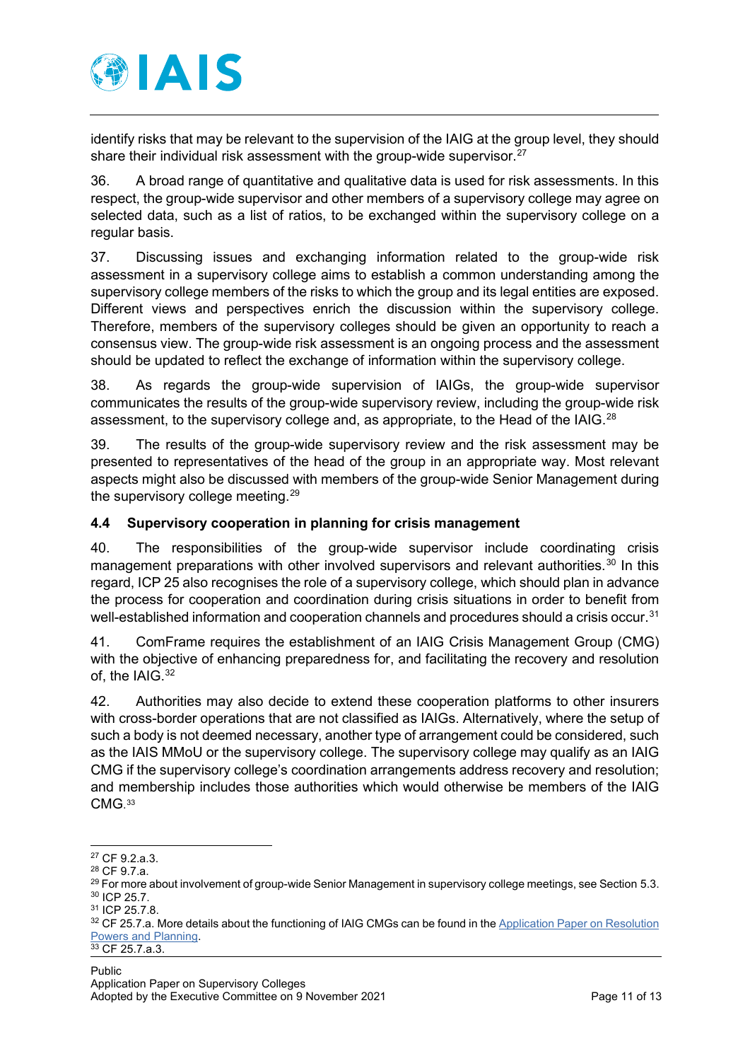identify risks that may be relevant to the supervision of the IAIG at the group level, they should share their individual risk assessment with the group-wide supervisor.[27]

36. A broad range of quantitative and qualitative data is used for risk assessments. In this respect, the group-wide supervisor and other members of a supervisory college may agree on selected data, such as a list of ratios, to be exchanged within the supervisory college on a regular basis.

37. Discussing issues and exchanging information related to the group-wide risk assessment in a supervisory college aims to establish a common understanding among the supervisory college members of the risks to which the group and its legal entities are exposed. Different views and perspectives enrich the discussion within the supervisory college. Therefore, members of the supervisory colleges should be given an opportunity to reach a consensus view. The group-wide risk assessment is an ongoing process and the assessment should be updated to reflect the exchange of information within the supervisory college.

38. As regards the group-wide supervision of IAIGs, the group-wide supervisor communicates the results of the group-wide supervisory review, including the group-wide risk assessment, to the supervisory college and, as appropriate, to the Head of the IAIG.[28]

39. The results of the group-wide supervisory review and the risk assessment may be presented to representatives of the head of the group in an appropriate way. Most relevant aspects might also be discussed with members of the group-wide Senior Management during the supervisory college meeting.[29]

### 4.4 Supervisory cooperation in planning for crisis management

40. The responsibilities of the group-wide supervisor include coordinating crisis management preparations with other involved supervisors and relevant authorities.[30] In this regard, ICP 25 also recognises the role of a supervisory college, which should plan in advance the process for cooperation and coordination during crisis situations in order to benefit from well-established information and cooperation channels and procedures should a crisis occur.[31]

41. ComFrame requires the establishment of an IAIG Crisis Management Group (CMG) with the objective of enhancing preparedness for, and facilitating the recovery and resolution of, the IAIG.[32]

42. Authorities may also decide to extend these cooperation platforms to other insurers with cross-border operations that are not classified as IAIGs. Alternatively, where the setup of such a body is not deemed necessary, another type of arrangement could be considered, such as the IAIS MMoU or the supervisory college. The supervisory college may qualify as an IAIG CMG if the supervisory college's coordination arrangements address recovery and resolution; and membership includes those authorities which would otherwise be members of the IAIG CMG.[33]

---

[27] CF 9.2.a.3.
[28] CF 9.7.a.
[29] For more about involvement of group-wide Senior Management in supervisory college meetings, see Section 5.3.
[30] ICP 25.7.
[31] ICP 25.7.8.
[32] CF 25.7.a. More details about the functioning of IAIG CMGs can be found in the Application Paper on Resolution Powers and Planning.
[33] CF 25.7.a.3.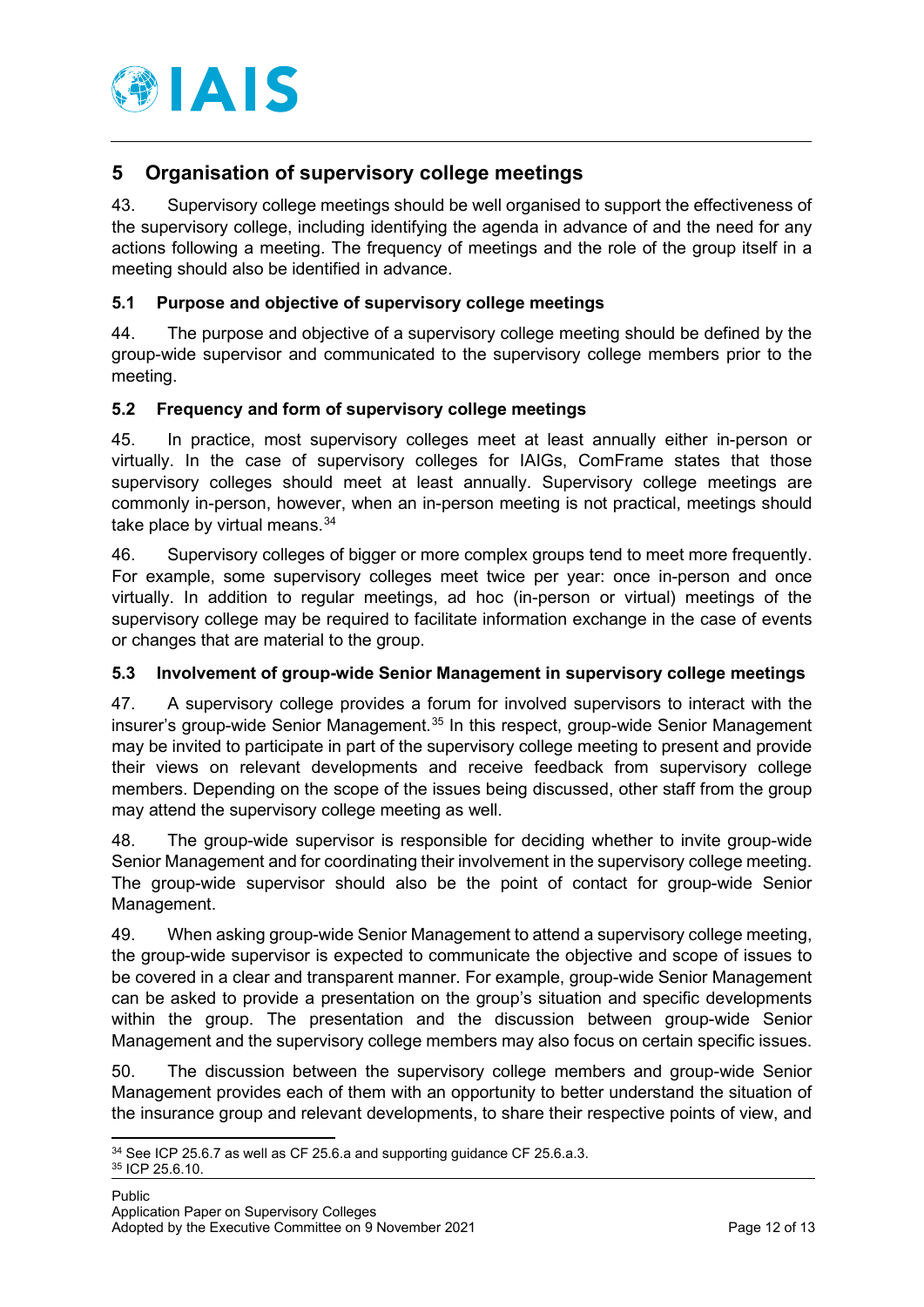## 5 Organisation of supervisory college meetings

43. Supervisory college meetings should be well organised to support the effectiveness of the supervisory college, including identifying the agenda in advance of and the need for any actions following a meeting. The frequency of meetings and the role of the group itself in a meeting should also be identified in advance.

### 5.1 Purpose and objective of supervisory college meetings

44. The purpose and objective of a supervisory college meeting should be defined by the group-wide supervisor and communicated to the supervisory college members prior to the meeting.

### 5.2 Frequency and form of supervisory college meetings

45. In practice, most supervisory colleges meet at least annually either in-person or virtually. In the case of supervisory colleges for IAIGs, ComFrame states that those supervisory colleges should meet at least annually. Supervisory college meetings are commonly in-person, however, when an in-person meeting is not practical, meetings should take place by virtual means.[34]

46. Supervisory colleges of bigger or more complex groups tend to meet more frequently. For example, some supervisory colleges meet twice per year: once in-person and once virtually. In addition to regular meetings, ad hoc (in-person or virtual) meetings of the supervisory college may be required to facilitate information exchange in the case of events or changes that are material to the group.

### 5.3 Involvement of group-wide Senior Management in supervisory college meetings

47. A supervisory college provides a forum for involved supervisors to interact with the insurer's group-wide Senior Management.[35] In this respect, group-wide Senior Management may be invited to participate in part of the supervisory college meeting to present and provide their views on relevant developments and receive feedback from supervisory college members. Depending on the scope of the issues being discussed, other staff from the group may attend the supervisory college meeting as well.

48. The group-wide supervisor is responsible for deciding whether to invite group-wide Senior Management and for coordinating their involvement in the supervisory college meeting. The group-wide supervisor should also be the point of contact for group-wide Senior Management.

49. When asking group-wide Senior Management to attend a supervisory college meeting, the group-wide supervisor is expected to communicate the objective and scope of issues to be covered in a clear and transparent manner. For example, group-wide Senior Management can be asked to provide a presentation on the group's situation and specific developments within the group. The presentation and the discussion between group-wide Senior Management and the supervisory college members may also focus on certain specific issues.

50. The discussion between the supervisory college members and group-wide Senior Management provides each of them with an opportunity to better understand the situation of the insurance group and relevant developments, to share their respective points of view, and

---

[34] See ICP 25.6.7 as well as CF 25.6.a and supporting guidance CF 25.6.a.3.

[35] ICP 25.6.10.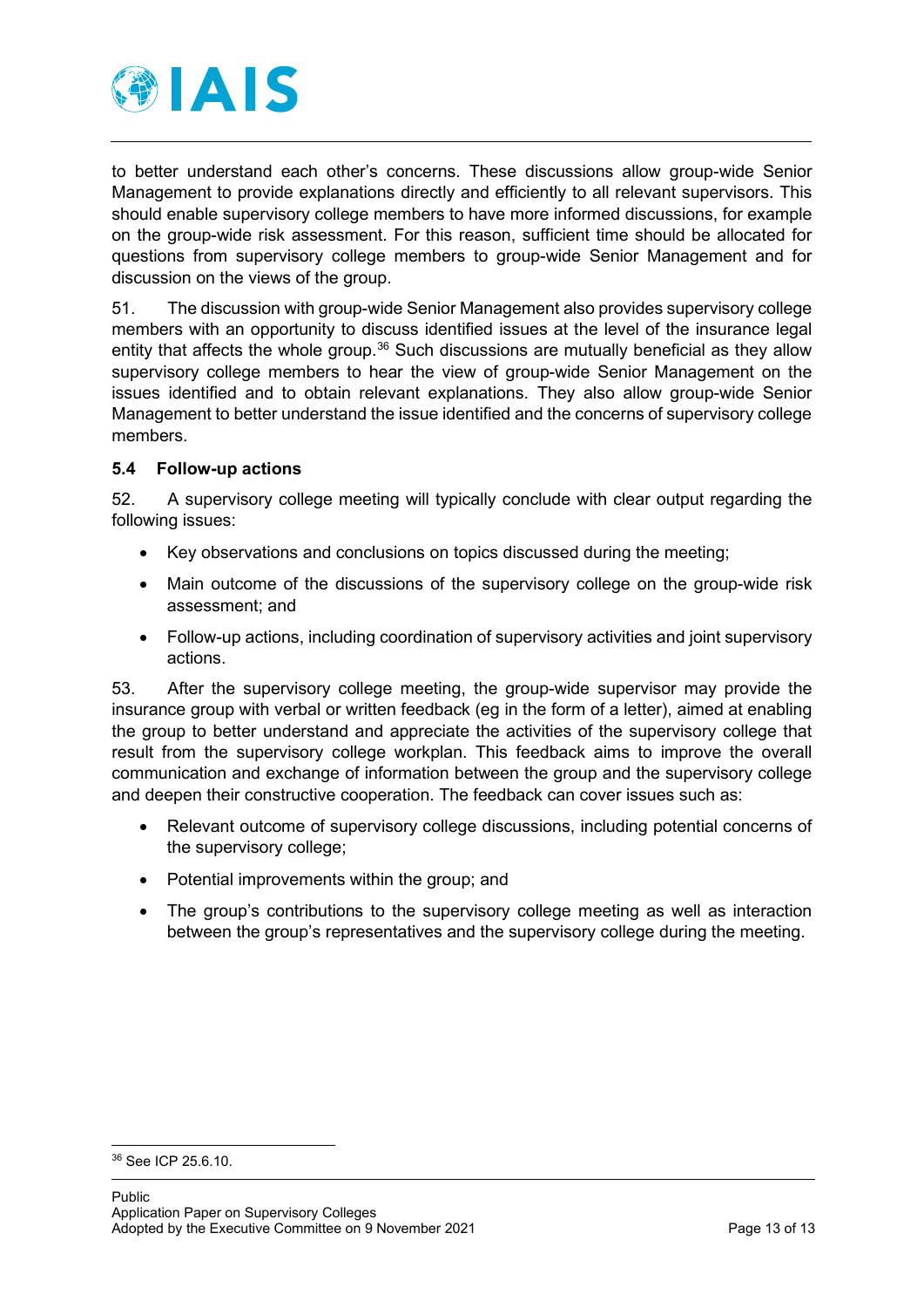to better understand each other's concerns. These discussions allow group-wide Senior Management to provide explanations directly and efficiently to all relevant supervisors. This should enable supervisory college members to have more informed discussions, for example on the group-wide risk assessment. For this reason, sufficient time should be allocated for questions from supervisory college members to group-wide Senior Management and for discussion on the views of the group.

51. The discussion with group-wide Senior Management also provides supervisory college members with an opportunity to discuss identified issues at the level of the insurance legal entity that affects the whole group.[36] Such discussions are mutually beneficial as they allow supervisory college members to hear the view of group-wide Senior Management on the issues identified and to obtain relevant explanations. They also allow group-wide Senior Management to better understand the issue identified and the concerns of supervisory college members.

### 5.4 Follow-up actions

52. A supervisory college meeting will typically conclude with clear output regarding the following issues:

- Key observations and conclusions on topics discussed during the meeting;
- Main outcome of the discussions of the supervisory college on the group-wide risk assessment; and
- Follow-up actions, including coordination of supervisory activities and joint supervisory actions.

53. After the supervisory college meeting, the group-wide supervisor may provide the insurance group with verbal or written feedback (eg in the form of a letter), aimed at enabling the group to better understand and appreciate the activities of the supervisory college that result from the supervisory college workplan. This feedback aims to improve the overall communication and exchange of information between the group and the supervisory college and deepen their constructive cooperation. The feedback can cover issues such as:

- Relevant outcome of supervisory college discussions, including potential concerns of the supervisory college;
- Potential improvements within the group; and
- The group's contributions to the supervisory college meeting as well as interaction between the group's representatives and the supervisory college during the meeting.

[36] See ICP 25.6.10.